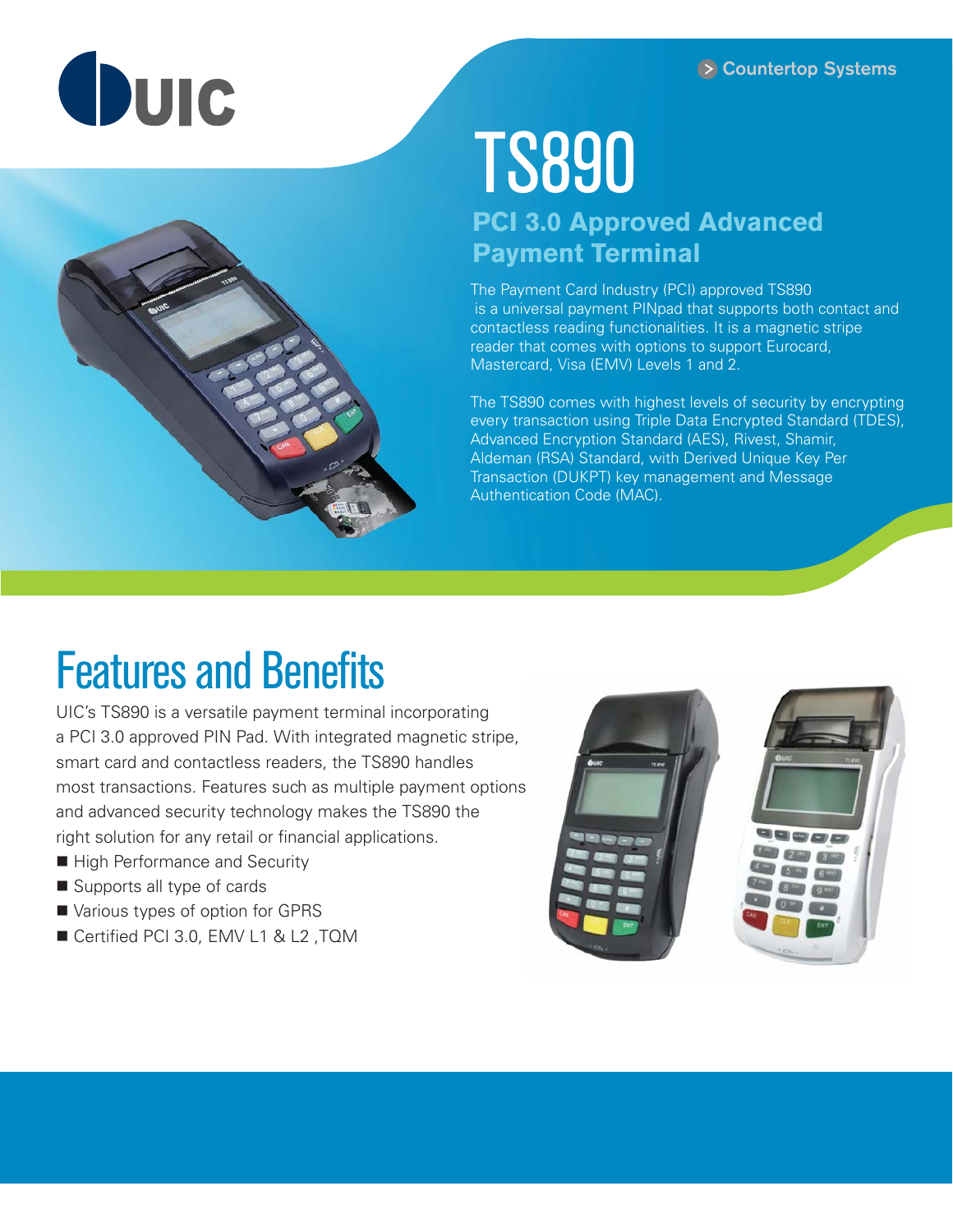UIC

Countertop Systems

# TS890

## PCI 3.0 Approved Advanced Payment Terminal

The Payment Card Industry (PCI) approved TS890 is a universal payment PINpad that supports both contact and contactless reading functionalities. It is a magnetic stripe reader that comes with options to support Eurocard, Mastercard, Visa (EMV) Levels 1 and 2.

The TS890 comes with highest levels of security by encrypting every transaction using Triple Data Encrypted Standard (TDES), Advanced Encryption Standard (AES), Rivest, Shamir, Aldeman (RSA) Standard, with Derived Unique Key Per Transaction (DUKPT) key management and Message Authentication Code (MAC).

# Features and Benefits

UIC's TS890 is a versatile payment terminal incorporating a PCI 3.0 approved PIN Pad. With integrated magnetic stripe, smart card and contactless readers, the TS890 handles most transactions. Features such as multiple payment options and advanced security technology makes the TS890 the right solution for any retail or financial applications.

- High Performance and Security
- Supports all type of cards
- Various types of option for GPRS
- Certified PCI 3.0, EMV L1 & L2 ,TQM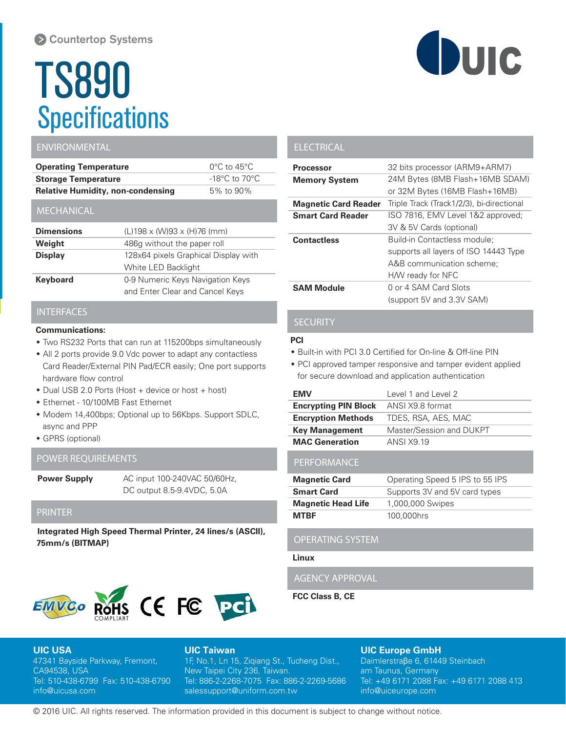Countertop Systems

# TS890

## Specifications

### ENVIRONMENTAL

| | |
|---|---|
| **Operating Temperature** | 0°C to 45°C |
| **Storage Temperature** | -18°C to 70°C |
| **Relative Humidity, non-condensing** | 5% to 90% |

### MECHANICAL

| | |
|---|---|
| **Dimensions** | (L)198 x (W)93 x (H)76 (mm) |
| **Weight** | 486g without the paper roll |
| **Display** | 128x64 pixels Graphical Display with White LED Backlight |
| **Keyboard** | 0-9 Numeric Keys Navigation Keys and Enter Clear and Cancel Keys |

### INTERFACES

**Communications:**

- Two RS232 Ports that can run at 115200bps simultaneously
- All 2 ports provide 9.0 Vdc power to adapt any contactless Card Reader/External PIN Pad/ECR easily; One port supports hardware flow control
- Dual USB 2.0 Ports (Host + device or host + host)
- Ethernet - 10/100MB Fast Ethernet
- Modem 14,400bps; Optional up to 56Kbps. Support SDLC, async and PPP
- GPRS (optional)

### POWER REQUIREMENTS

| | |
|---|---|
| **Power Supply** | AC input 100-240VAC 50/60Hz, DC output 8.5-9.4VDC, 5.0A |

### PRINTER

**Integrated High Speed Thermal Printer, 24 lines/s (ASCII), 75mm/s (BITMAP)**

### ELECTRICAL

| | |
|---|---|
| **Processor** | 32 bits processor (ARM9+ARM7) |
| **Memory System** | 24M Bytes (8MB Flash+16MB SDAM) or 32M Bytes (16MB Flash+16MB) |
| **Magnetic Card Reader** | Triple Track (Track1/2/3), bi-directional |
| **Smart Card Reader** | ISO 7816, EMV Level 1&2 approved; 3V & 5V Cards (optional) |
| **Contactless** | Build-in Contactless module; supports all layers of ISO 14443 Type A&B communication scheme; H/W ready for NFC |
| **SAM Module** | 0 or 4 SAM Card Slots (support 5V and 3.3V SAM) |

### SECURITY

**PCI**

- Built-in with PCI 3.0 Certified for On-line & Off-line PIN
- PCI approved tamper responsive and tamper evident applied for secure download and application authentication

| | |
|---|---|
| **EMV** | Level 1 and Level 2 |
| **Encrypting PIN Block** | ANSI X9.8 format |
| **Encryption Methods** | TDES, RSA, AES, MAC |
| **Key Management** | Master/Session and DUKPT |
| **MAC Generation** | ANSI X9.19 |

### PERFORMANCE

| | |
|---|---|
| **Magnetic Card** | Operating Speed 5 IPS to 55 IPS |
| **Smart Card** | Supports 3V and 5V card types |
| **Magnetic Head Life** | 1,000,000 Swipes |
| **MTBF** | 100,000hrs |

### OPERATING SYSTEM

**Linux**

### AGENCY APPROVAL

**FCC Class B, CE**

EMVCo RoHS COMPLIANT CE FC PCI

**UIC USA**
47341 Bayside Parkway, Fremont, CA94538, USA
Tel: 510-438-6799 Fax: 510-438-6790
info@uicusa.com

**UIC Taiwan**
1F, No.1, Ln 15, Ziqiang St., Tucheng Dist., New Taipei City 236, Taiwan.
Tel: 886-2-2268-7075 Fax: 886-2-2269-5686
salessupport@uniform.com.tw

**UIC Europe GmbH**
Daimlerstraβe 6, 61449 Steinbach am Taunus, Germany
Tel: +49 6171 2088 Fax: +49 6171 2088 413
info@uiceurope.com

© 2016 UIC. All rights reserved. The information provided in this document is subject to change without notice.